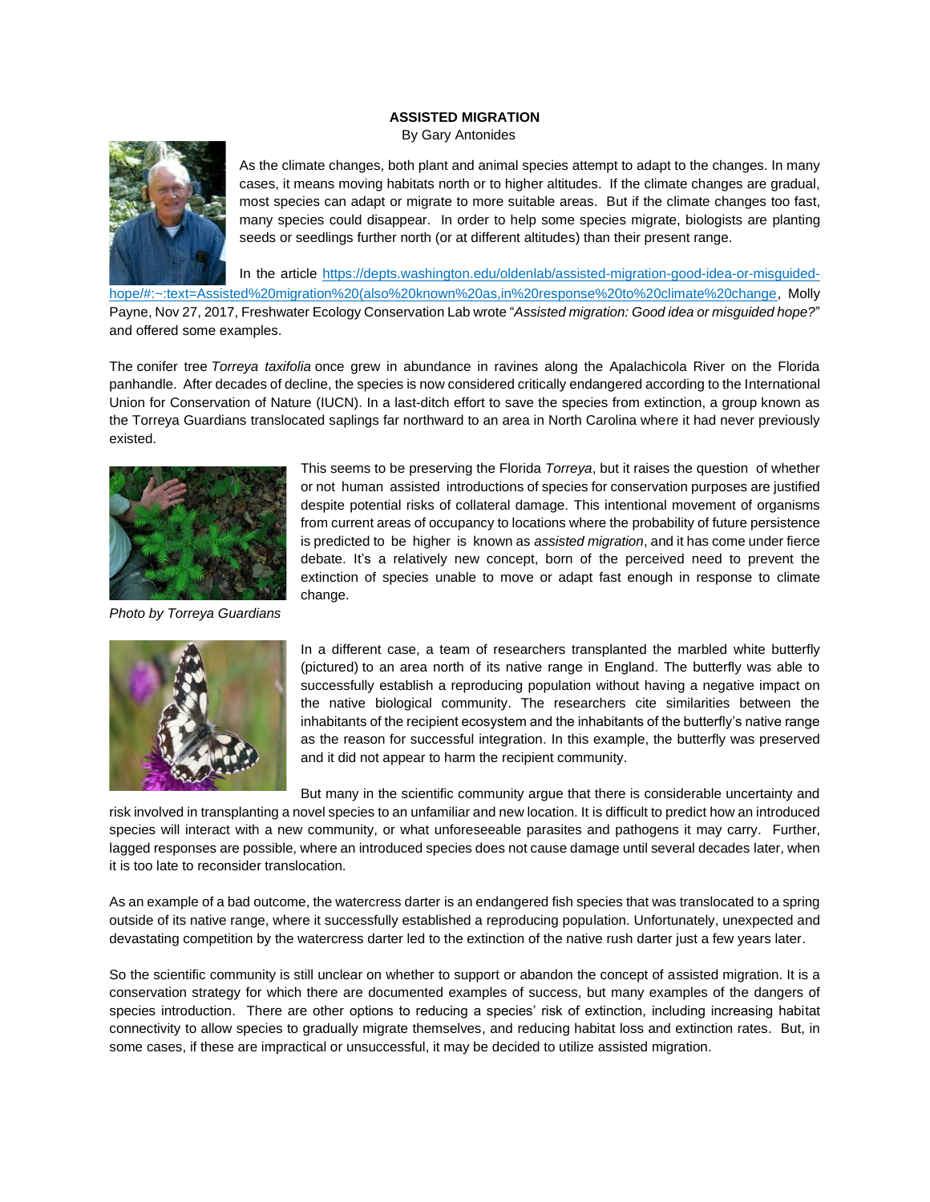**ASSISTED MIGRATION**

By Gary Antonides

As the climate changes, both plant and animal species attempt to adapt to the changes. In many cases, it means moving habitats north or to higher altitudes. If the climate changes are gradual, most species can adapt or migrate to more suitable areas. But if the climate changes too fast, many species could disappear. In order to help some species migrate, biologists are planting seeds or seedlings further north (or at different altitudes) than their present range.

In the article https://depts.washington.edu/oldenlab/assisted-migration-good-idea-or-misguided-hope/#:~:text=Assisted%20migration%20(also%20known%20as,in%20response%20to%20climate%20change, Molly Payne, Nov 27, 2017, Freshwater Ecology Conservation Lab wrote "*Assisted migration: Good idea or misguided hope?*" and offered some examples.

The conifer tree *Torreya taxifolia* once grew in abundance in ravines along the Apalachicola River on the Florida panhandle. After decades of decline, the species is now considered critically endangered according to the International Union for Conservation of Nature (IUCN). In a last-ditch effort to save the species from extinction, a group known as the Torreya Guardians translocated saplings far northward to an area in North Carolina where it had never previously existed.

This seems to be preserving the Florida *Torreya*, but it raises the question of whether or not human assisted introductions of species for conservation purposes are justified despite potential risks of collateral damage. This intentional movement of organisms from current areas of occupancy to locations where the probability of future persistence is predicted to be higher is known as *assisted migration*, and it has come under fierce debate. It's a relatively new concept, born of the perceived need to prevent the extinction of species unable to move or adapt fast enough in response to climate change.

*Photo by Torreya Guardians*

In a different case, a team of researchers transplanted the marbled white butterfly (pictured) to an area north of its native range in England. The butterfly was able to successfully establish a reproducing population without having a negative impact on the native biological community. The researchers cite similarities between the inhabitants of the recipient ecosystem and the inhabitants of the butterfly's native range as the reason for successful integration. In this example, the butterfly was preserved and it did not appear to harm the recipient community.

But many in the scientific community argue that there is considerable uncertainty and risk involved in transplanting a novel species to an unfamiliar and new location. It is difficult to predict how an introduced species will interact with a new community, or what unforeseeable parasites and pathogens it may carry. Further, lagged responses are possible, where an introduced species does not cause damage until several decades later, when it is too late to reconsider translocation.

As an example of a bad outcome, the watercress darter is an endangered fish species that was translocated to a spring outside of its native range, where it successfully established a reproducing population. Unfortunately, unexpected and devastating competition by the watercress darter led to the extinction of the native rush darter just a few years later.

So the scientific community is still unclear on whether to support or abandon the concept of assisted migration. It is a conservation strategy for which there are documented examples of success, but many examples of the dangers of species introduction. There are other options to reducing a species' risk of extinction, including increasing habitat connectivity to allow species to gradually migrate themselves, and reducing habitat loss and extinction rates. But, in some cases, if these are impractical or unsuccessful, it may be decided to utilize assisted migration.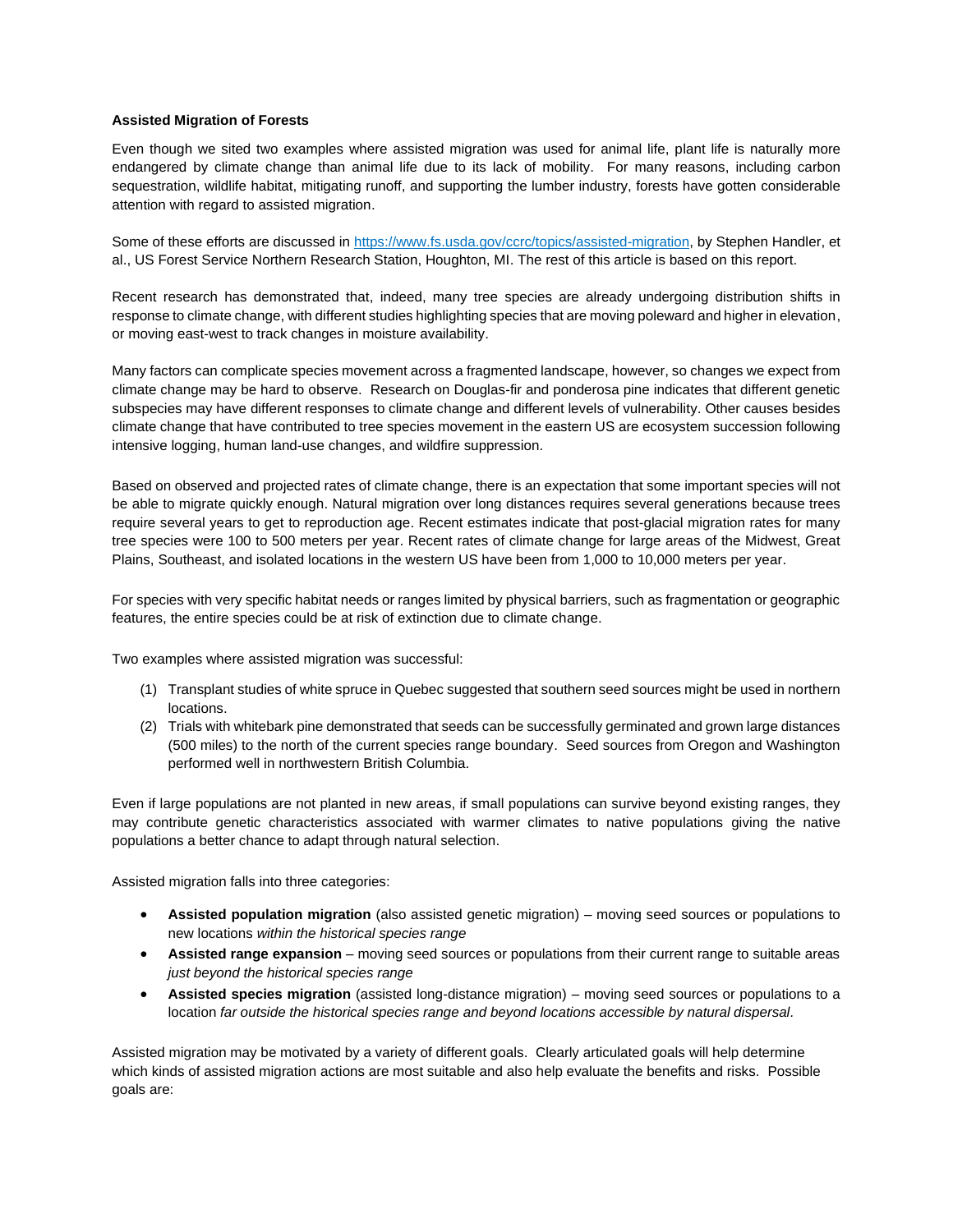**Assisted Migration of Forests**

Even though we sited two examples where assisted migration was used for animal life, plant life is naturally more endangered by climate change than animal life due to its lack of mobility. For many reasons, including carbon sequestration, wildlife habitat, mitigating runoff, and supporting the lumber industry, forests have gotten considerable attention with regard to assisted migration.

Some of these efforts are discussed in [https://www.fs.usda.gov/ccrc/topics/assisted-migration](https://www.fs.usda.gov/ccrc/topics/assisted-migration), by Stephen Handler, et al., US Forest Service Northern Research Station, Houghton, MI. The rest of this article is based on this report.

Recent research has demonstrated that, indeed, many tree species are already undergoing distribution shifts in response to climate change, with different studies highlighting species that are moving poleward and higher in elevation, or moving east-west to track changes in moisture availability.

Many factors can complicate species movement across a fragmented landscape, however, so changes we expect from climate change may be hard to observe. Research on Douglas-fir and ponderosa pine indicates that different genetic subspecies may have different responses to climate change and different levels of vulnerability. Other causes besides climate change that have contributed to tree species movement in the eastern US are ecosystem succession following intensive logging, human land-use changes, and wildfire suppression.

Based on observed and projected rates of climate change, there is an expectation that some important species will not be able to migrate quickly enough. Natural migration over long distances requires several generations because trees require several years to get to reproduction age. Recent estimates indicate that post-glacial migration rates for many tree species were 100 to 500 meters per year. Recent rates of climate change for large areas of the Midwest, Great Plains, Southeast, and isolated locations in the western US have been from 1,000 to 10,000 meters per year.

For species with very specific habitat needs or ranges limited by physical barriers, such as fragmentation or geographic features, the entire species could be at risk of extinction due to climate change.

Two examples where assisted migration was successful:

(1) Transplant studies of white spruce in Quebec suggested that southern seed sources might be used in northern locations.
(2) Trials with whitebark pine demonstrated that seeds can be successfully germinated and grown large distances (500 miles) to the north of the current species range boundary. Seed sources from Oregon and Washington performed well in northwestern British Columbia.

Even if large populations are not planted in new areas, if small populations can survive beyond existing ranges, they may contribute genetic characteristics associated with warmer climates to native populations giving the native populations a better chance to adapt through natural selection.

Assisted migration falls into three categories:

- **Assisted population migration** (also assisted genetic migration) – moving seed sources or populations to new locations *within the historical species range*
- **Assisted range expansion** – moving seed sources or populations from their current range to suitable areas *just beyond the historical species range*
- **Assisted species migration** (assisted long-distance migration) – moving seed sources or populations to a location *far outside the historical species range and beyond locations accessible by natural dispersal.*

Assisted migration may be motivated by a variety of different goals. Clearly articulated goals will help determine which kinds of assisted migration actions are most suitable and also help evaluate the benefits and risks. Possible goals are: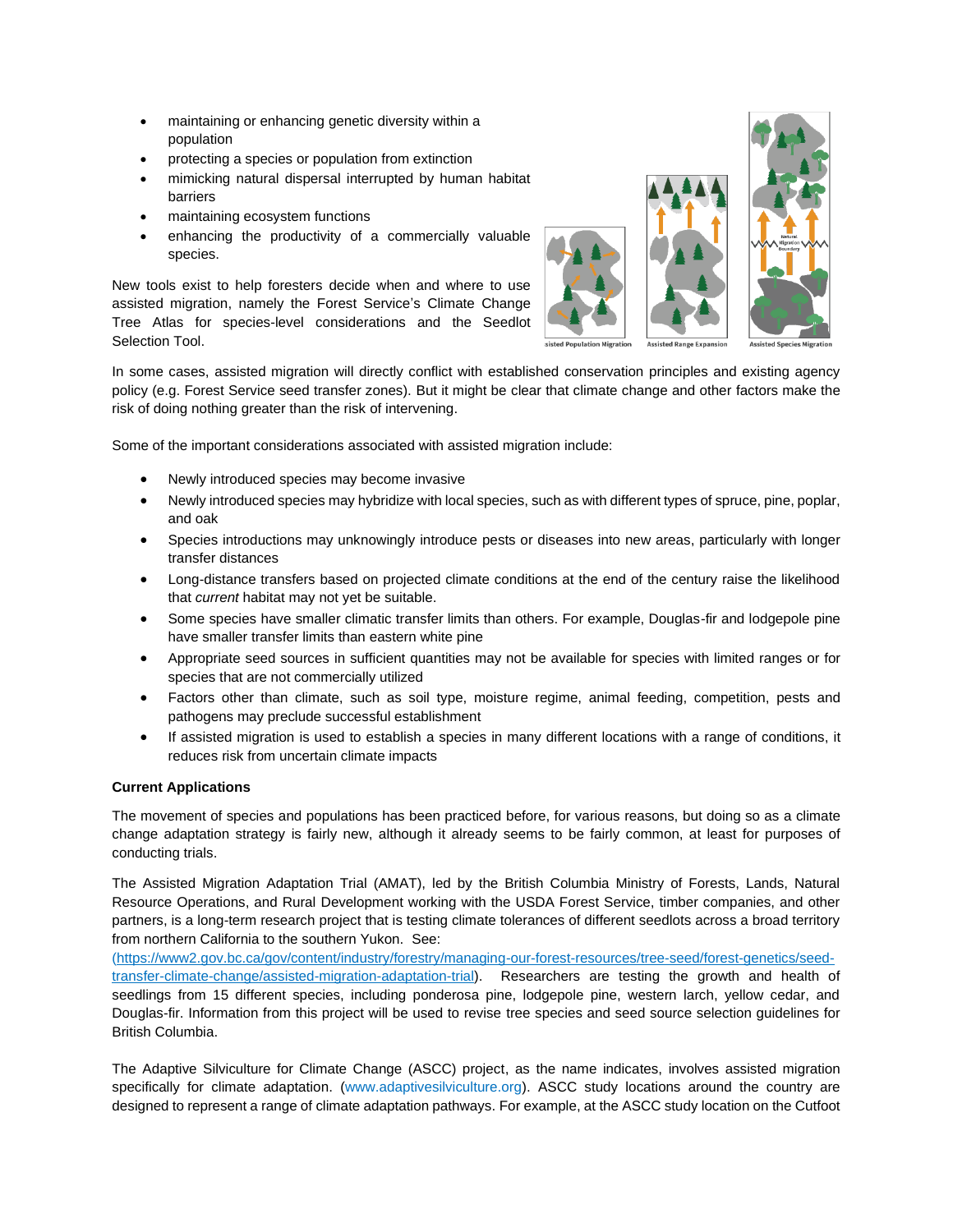- maintaining or enhancing genetic diversity within a population
- protecting a species or population from extinction
- mimicking natural dispersal interrupted by human habitat barriers
- maintaining ecosystem functions
- enhancing the productivity of a commercially valuable species.

New tools exist to help foresters decide when and where to use assisted migration, namely the Forest Service's Climate Change Tree Atlas for species-level considerations and the Seedlot Selection Tool.

In some cases, assisted migration will directly conflict with established conservation principles and existing agency policy (e.g. Forest Service seed transfer zones). But it might be clear that climate change and other factors make the risk of doing nothing greater than the risk of intervening.

Some of the important considerations associated with assisted migration include:

- Newly introduced species may become invasive
- Newly introduced species may hybridize with local species, such as with different types of spruce, pine, poplar, and oak
- Species introductions may unknowingly introduce pests or diseases into new areas, particularly with longer transfer distances
- Long-distance transfers based on projected climate conditions at the end of the century raise the likelihood that *current* habitat may not yet be suitable.
- Some species have smaller climatic transfer limits than others. For example, Douglas-fir and lodgepole pine have smaller transfer limits than eastern white pine
- Appropriate seed sources in sufficient quantities may not be available for species with limited ranges or for species that are not commercially utilized
- Factors other than climate, such as soil type, moisture regime, animal feeding, competition, pests and pathogens may preclude successful establishment
- If assisted migration is used to establish a species in many different locations with a range of conditions, it reduces risk from uncertain climate impacts

**Current Applications**

The movement of species and populations has been practiced before, for various reasons, but doing so as a climate change adaptation strategy is fairly new, although it already seems to be fairly common, at least for purposes of conducting trials.

The Assisted Migration Adaptation Trial (AMAT), led by the British Columbia Ministry of Forests, Lands, Natural Resource Operations, and Rural Development working with the USDA Forest Service, timber companies, and other partners, is a long-term research project that is testing climate tolerances of different seedlots across a broad territory from northern California to the southern Yukon. See: (https://www2.gov.bc.ca/gov/content/industry/forestry/managing-our-forest-resources/tree-seed/forest-genetics/seed-transfer-climate-change/assisted-migration-adaptation-trial). Researchers are testing the growth and health of seedlings from 15 different species, including ponderosa pine, lodgepole pine, western larch, yellow cedar, and Douglas-fir. Information from this project will be used to revise tree species and seed source selection guidelines for British Columbia.

The Adaptive Silviculture for Climate Change (ASCC) project, as the name indicates, involves assisted migration specifically for climate adaptation. (www.adaptivesilviculture.org). ASCC study locations around the country are designed to represent a range of climate adaptation pathways. For example, at the ASCC study location on the Cutfoot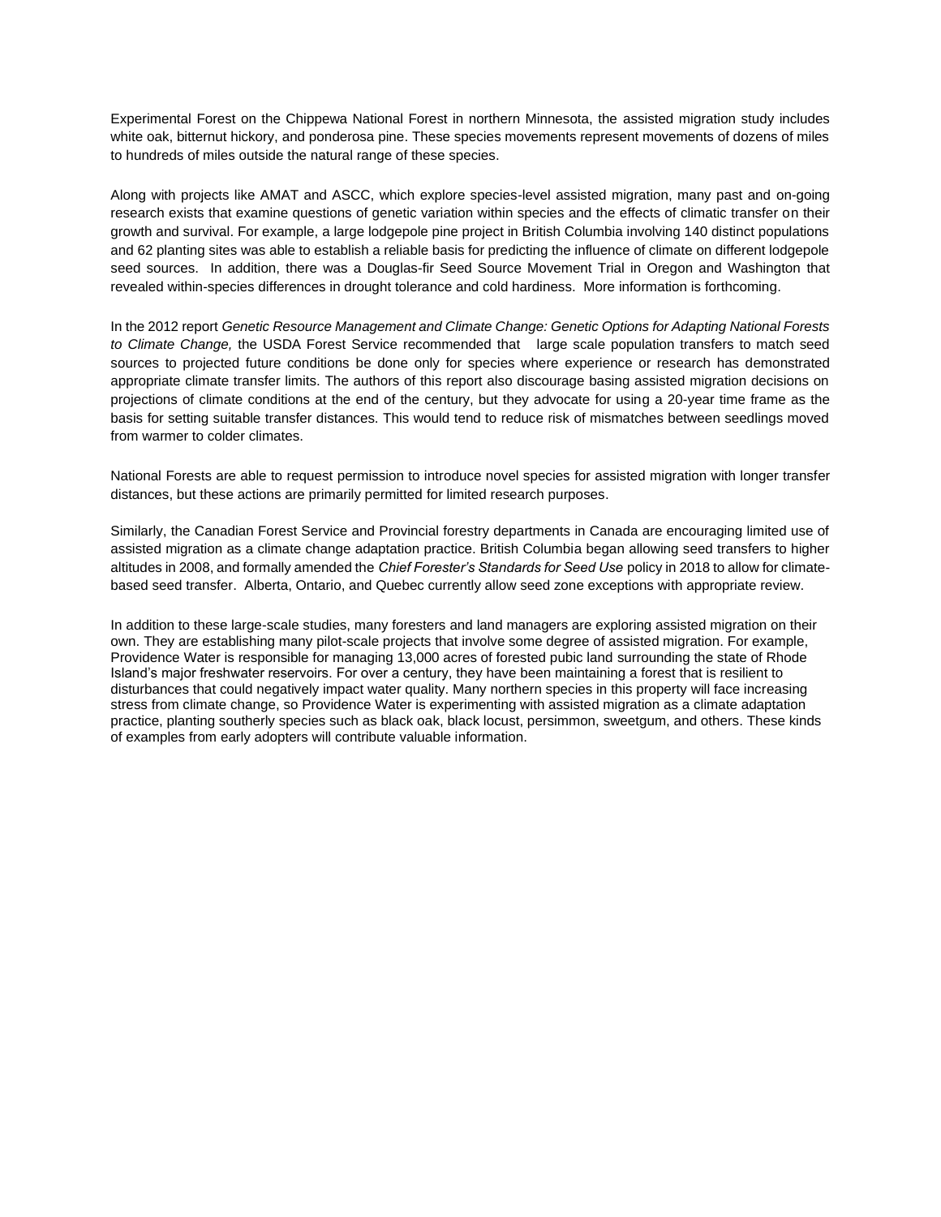Experimental Forest on the Chippewa National Forest in northern Minnesota, the assisted migration study includes white oak, bitternut hickory, and ponderosa pine. These species movements represent movements of dozens of miles to hundreds of miles outside the natural range of these species.

Along with projects like AMAT and ASCC, which explore species-level assisted migration, many past and on-going research exists that examine questions of genetic variation within species and the effects of climatic transfer on their growth and survival. For example, a large lodgepole pine project in British Columbia involving 140 distinct populations and 62 planting sites was able to establish a reliable basis for predicting the influence of climate on different lodgepole seed sources. In addition, there was a Douglas-fir Seed Source Movement Trial in Oregon and Washington that revealed within-species differences in drought tolerance and cold hardiness. More information is forthcoming.

In the 2012 report *Genetic Resource Management and Climate Change: Genetic Options for Adapting National Forests to Climate Change,* the USDA Forest Service recommended that large scale population transfers to match seed sources to projected future conditions be done only for species where experience or research has demonstrated appropriate climate transfer limits. The authors of this report also discourage basing assisted migration decisions on projections of climate conditions at the end of the century, but they advocate for using a 20-year time frame as the basis for setting suitable transfer distances. This would tend to reduce risk of mismatches between seedlings moved from warmer to colder climates.

National Forests are able to request permission to introduce novel species for assisted migration with longer transfer distances, but these actions are primarily permitted for limited research purposes.

Similarly, the Canadian Forest Service and Provincial forestry departments in Canada are encouraging limited use of assisted migration as a climate change adaptation practice. British Columbia began allowing seed transfers to higher altitudes in 2008, and formally amended the *Chief Forester's Standards for Seed Use* policy in 2018 to allow for climate-based seed transfer. Alberta, Ontario, and Quebec currently allow seed zone exceptions with appropriate review.

In addition to these large-scale studies, many foresters and land managers are exploring assisted migration on their own. They are establishing many pilot-scale projects that involve some degree of assisted migration. For example, Providence Water is responsible for managing 13,000 acres of forested pubic land surrounding the state of Rhode Island's major freshwater reservoirs. For over a century, they have been maintaining a forest that is resilient to disturbances that could negatively impact water quality. Many northern species in this property will face increasing stress from climate change, so Providence Water is experimenting with assisted migration as a climate adaptation practice, planting southerly species such as black oak, black locust, persimmon, sweetgum, and others. These kinds of examples from early adopters will contribute valuable information.